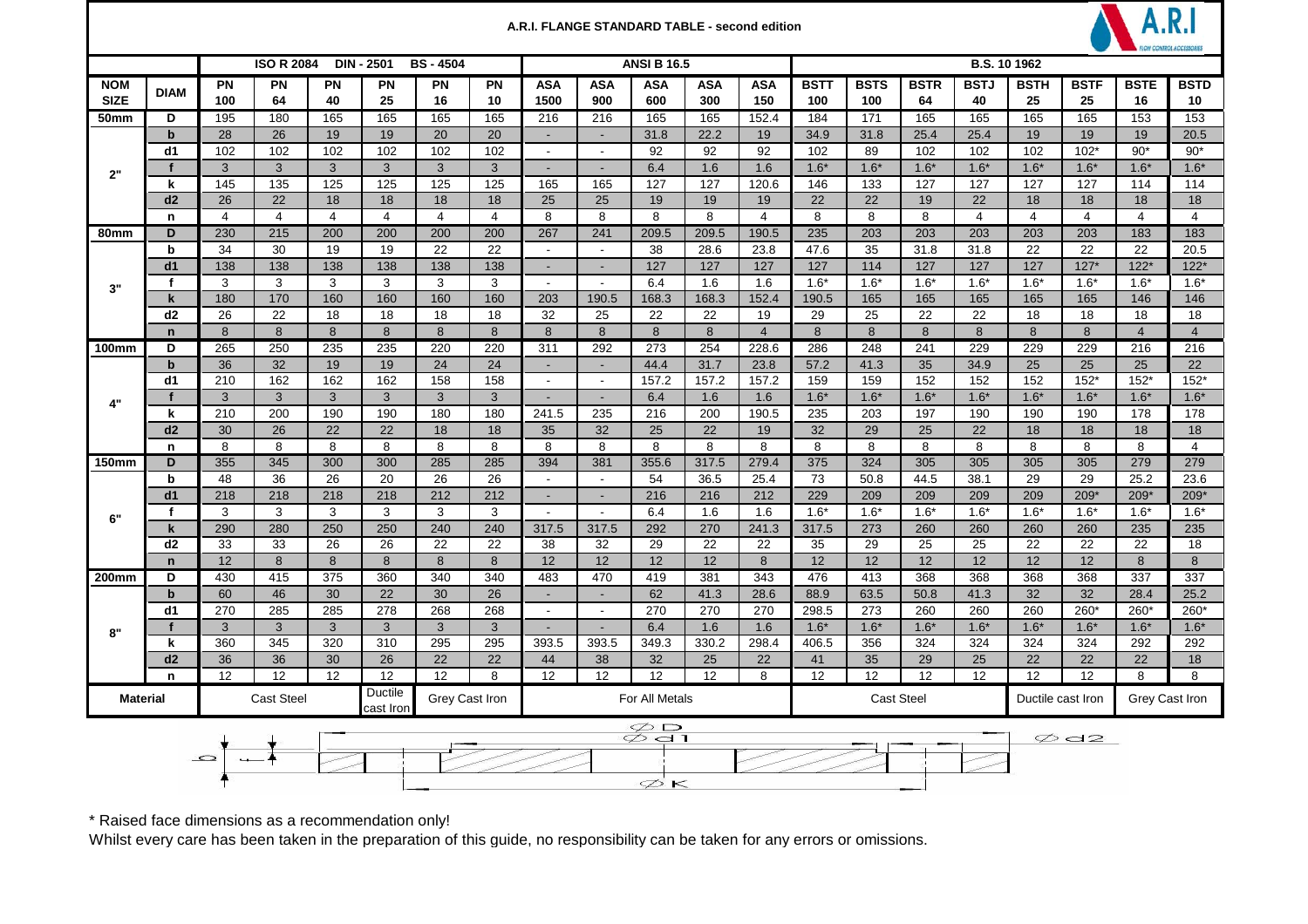# A.R.I. FLANGE STANDARD TABLE - second edition

| | | ISO R 2084 | DIN - 2501 | BS - 4504 | | | | ANSI B 16.5 | | | | | B.S. 10 1962 | | | | | | | |
|---|---|---|---|---|---|---|---|---|---|---|---|---|---|---|---|---|---|---|---|---|
| **NOM SIZE** | **DIAM** | **PN 100** | **PN 64** | **PN 40** | **PN 25** | **PN 16** | **PN 10** | **ASA 1500** | **ASA 900** | **ASA 600** | **ASA 300** | **ASA 150** | **BSTT 100** | **BSTS 100** | **BSTR 64** | **BSTJ 40** | **BSTH 25** | **BSTF 25** | **BSTE 16** | **BSTD 10** |
| **50mm** | **D** | 195 | 180 | 165 | 165 | 165 | 165 | 216 | 216 | 165 | 165 | 152.4 | 184 | 171 | 165 | 165 | 165 | 165 | 153 | 153 |
| | **b** | 28 | 26 | 19 | 19 | 20 | 20 | - | - | 31.8 | 22.2 | 19 | 34.9 | 31.8 | 25.4 | 25.4 | 19 | 19 | 19 | 20.5 |
| | **d1** | 102 | 102 | 102 | 102 | 102 | 102 | - | - | 92 | 92 | 92 | 102 | 89 | 102 | 102 | 102 | 102* | 90* | 90* |
| **2"** | **f** | 3 | 3 | 3 | 3 | 3 | 3 | - | - | 6.4 | 1.6 | 1.6 | 1.6* | 1.6* | 1.6* | 1.6* | 1.6* | 1.6* | 1.6* | 1.6* |
| | **k** | 145 | 135 | 125 | 125 | 125 | 125 | 165 | 165 | 127 | 127 | 120.6 | 146 | 133 | 127 | 127 | 127 | 127 | 114 | 114 |
| | **d2** | 26 | 22 | 18 | 18 | 18 | 18 | 25 | 25 | 19 | 19 | 19 | 22 | 22 | 19 | 22 | 18 | 18 | 18 | 18 |
| | **n** | 4 | 4 | 4 | 4 | 4 | 4 | 8 | 8 | 8 | 8 | 4 | 8 | 8 | 8 | 4 | 4 | 4 | 4 | 4 |
| **80mm** | **D** | 230 | 215 | 200 | 200 | 200 | 200 | 267 | 241 | 209.5 | 209.5 | 190.5 | 235 | 203 | 203 | 203 | 203 | 203 | 183 | 183 |
| | **b** | 34 | 30 | 19 | 19 | 22 | 22 | - | - | 38 | 28.6 | 23.8 | 47.6 | 35 | 31.8 | 31.8 | 22 | 22 | 22 | 20.5 |
| | **d1** | 138 | 138 | 138 | 138 | 138 | 138 | - | - | 127 | 127 | 127 | 127 | 114 | 127 | 127 | 127 | 127* | 122* | 122* |
| **3"** | **f** | 3 | 3 | 3 | 3 | 3 | 3 | - | - | 6.4 | 1.6 | 1.6 | 1.6* | 1.6* | 1.6* | 1.6* | 1.6* | 1.6* | 1.6* | 1.6* |
| | **k** | 180 | 170 | 160 | 160 | 160 | 160 | 203 | 190.5 | 168.3 | 168.3 | 152.4 | 190.5 | 165 | 165 | 165 | 165 | 165 | 146 | 146 |
| | **d2** | 26 | 22 | 18 | 18 | 18 | 18 | 32 | 25 | 22 | 22 | 19 | 29 | 25 | 22 | 22 | 18 | 18 | 18 | 18 |
| | **n** | 8 | 8 | 8 | 8 | 8 | 8 | 8 | 8 | 8 | 8 | 4 | 8 | 8 | 8 | 8 | 8 | 8 | 4 | 4 |
| **100mm** | **D** | 265 | 250 | 235 | 235 | 220 | 220 | 311 | 292 | 273 | 254 | 228.6 | 286 | 248 | 241 | 229 | 229 | 229 | 216 | 216 |
| | **b** | 36 | 32 | 19 | 19 | 24 | 24 | - | - | 44.4 | 31.7 | 23.8 | 57.2 | 41.3 | 35 | 34.9 | 25 | 25 | 25 | 22 |
| | **d1** | 210 | 162 | 162 | 162 | 158 | 158 | - | - | 157.2 | 157.2 | 157.2 | 159 | 159 | 152 | 152 | 152 | 152* | 152* | 152* |
| **4"** | **f** | 3 | 3 | 3 | 3 | 3 | 3 | - | - | 6.4 | 1.6 | 1.6 | 1.6* | 1.6* | 1.6* | 1.6* | 1.6* | 1.6* | 1.6* | 1.6* |
| | **k** | 210 | 200 | 190 | 190 | 180 | 180 | 241.5 | 235 | 216 | 200 | 190.5 | 235 | 203 | 197 | 190 | 190 | 190 | 178 | 178 |
| | **d2** | 30 | 26 | 22 | 22 | 18 | 18 | 35 | 32 | 25 | 22 | 19 | 32 | 29 | 25 | 22 | 18 | 18 | 18 | 18 |
| | **n** | 8 | 8 | 8 | 8 | 8 | 8 | 8 | 8 | 8 | 8 | 8 | 8 | 8 | 8 | 8 | 8 | 8 | 8 | 4 |
| **150mm** | **D** | 355 | 345 | 300 | 300 | 285 | 285 | 394 | 381 | 355.6 | 317.5 | 279.4 | 375 | 324 | 305 | 305 | 305 | 305 | 279 | 279 |
| | **b** | 48 | 36 | 26 | 20 | 26 | 26 | - | - | 54 | 36.5 | 25.4 | 73 | 50.8 | 44.5 | 38.1 | 29 | 29 | 25.2 | 23.6 |
| | **d1** | 218 | 218 | 218 | 218 | 212 | 212 | - | - | 216 | 216 | 212 | 229 | 209 | 209 | 209 | 209 | 209* | 209* | 209* |
| **6"** | **f** | 3 | 3 | 3 | 3 | 3 | 3 | - | - | 6.4 | 1.6 | 1.6 | 1.6* | 1.6* | 1.6* | 1.6* | 1.6* | 1.6* | 1.6* | 1.6* |
| | **k** | 290 | 280 | 250 | 250 | 240 | 240 | 317.5 | 317.5 | 292 | 270 | 241.3 | 317.5 | 273 | 260 | 260 | 260 | 260 | 235 | 235 |
| | **d2** | 33 | 33 | 26 | 26 | 22 | 22 | 38 | 32 | 29 | 22 | 22 | 35 | 29 | 25 | 25 | 22 | 22 | 22 | 18 |
| | **n** | 12 | 8 | 8 | 8 | 8 | 8 | 12 | 12 | 12 | 12 | 8 | 12 | 12 | 12 | 12 | 12 | 12 | 8 | 8 |
| **200mm** | **D** | 430 | 415 | 375 | 360 | 340 | 340 | 483 | 470 | 419 | 381 | 343 | 476 | 413 | 368 | 368 | 368 | 368 | 337 | 337 |
| | **b** | 60 | 46 | 30 | 22 | 30 | 26 | - | - | 62 | 41.3 | 28.6 | 88.9 | 63.5 | 50.8 | 41.3 | 32 | 32 | 28.4 | 25.2 |
| | **d1** | 270 | 285 | 285 | 278 | 268 | 268 | - | - | 270 | 270 | 270 | 298.5 | 273 | 260 | 260 | 260 | 260* | 260* | 260* |
| **8"** | **f** | 3 | 3 | 3 | 3 | 3 | 3 | - | - | 6.4 | 1.6 | 1.6 | 1.6* | 1.6* | 1.6* | 1.6* | 1.6* | 1.6* | 1.6* | 1.6* |
| | **k** | 360 | 345 | 320 | 310 | 295 | 295 | 393.5 | 393.5 | 349.3 | 330.2 | 298.4 | 406.5 | 356 | 324 | 324 | 324 | 324 | 292 | 292 |
| | **d2** | 36 | 36 | 30 | 26 | 22 | 22 | 44 | 38 | 32 | 25 | 22 | 41 | 35 | 29 | 25 | 22 | 22 | 22 | 18 |
| | **n** | 12 | 12 | 12 | 12 | 12 | 8 | 12 | 12 | 12 | 12 | 8 | 12 | 12 | 12 | 12 | 12 | 12 | 8 | 8 |
| **Material** | | Cast Steel | | | Ductile cast Iron | Grey Cast Iron | | For All Metals | | | | | Cast Steel | | | | Ductile cast Iron | | Grey Cast Iron | |

\* Raised face dimensions as a recommendation only!

Whilst every care has been taken in the preparation of this guide, no responsibility can be taken for any errors or omissions.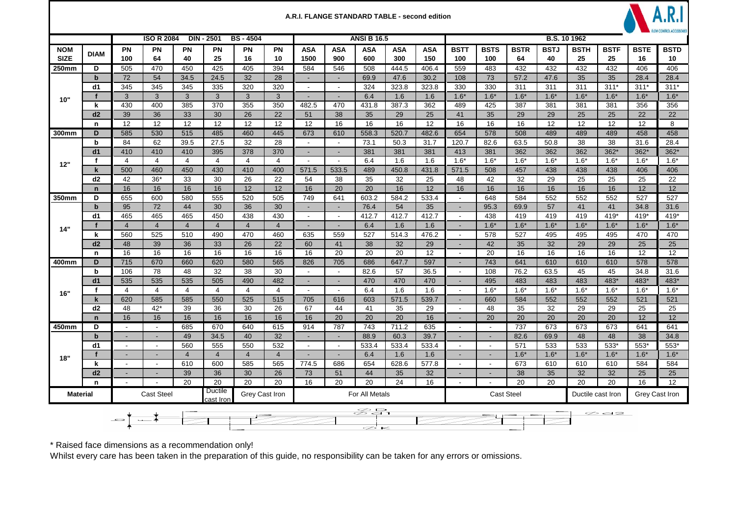# A.R.I. FLANGE STANDARD TABLE - second edition

| NOM SIZE | DIAM | ISO R 2084 PN 100 | PN 64 | DIN - 2501 PN 40 | PN 25 | BS - 4504 PN 16 | PN 10 | ANSI B 16.5 ASA 1500 | ASA 900 | ASA 600 | ASA 300 | ASA 150 | B.S. 10 1962 BSTT 100 | BSTS 100 | BSTR 64 | BSTJ 40 | BSTH 25 | BSTF 25 | BSTE 16 | BSTD 10 |
|---|---|---|---|---|---|---|---|---|---|---|---|---|---|---|---|---|---|---|---|---|
| 250mm | D | 505 | 470 | 450 | 425 | 405 | 394 | 584 | 546 | 508 | 444.5 | 406.4 | 559 | 483 | 432 | 432 | 432 | 432 | 406 | 406 |
| | b | 72 | 54 | 34.5 | 24.5 | 32 | 28 | - | - | 69.9 | 47.6 | 30.2 | 108 | 73 | 57.2 | 47.6 | 35 | 35 | 28.4 | 28.4 |
| | d1 | 345 | 345 | 345 | 335 | 320 | 320 | - | - | 324 | 323.8 | 323.8 | 330 | 330 | 311 | 311 | 311 | 311* | 311* | 311* |
| 10" | f | 3 | 3 | 3 | 3 | 3 | 3 | - | - | 6.4 | 1.6 | 1.6 | 1.6* | 1.6* | 1.6* | 1.6* | 1.6* | 1.6* | 1.6* | 1.6* |
| | k | 430 | 400 | 385 | 370 | 355 | 350 | 482.5 | 470 | 431.8 | 387.3 | 362 | 489 | 425 | 387 | 381 | 381 | 381 | 356 | 356 |
| | d2 | 39 | 36 | 33 | 30 | 26 | 22 | 51 | 38 | 35 | 29 | 25 | 41 | 35 | 29 | 29 | 25 | 25 | 22 | 22 |
| | n | 12 | 12 | 12 | 12 | 12 | 12 | 12 | 16 | 16 | 16 | 12 | 16 | 16 | 16 | 12 | 12 | 12 | 12 | 8 |
| 300mm | D | 585 | 530 | 515 | 485 | 460 | 445 | 673 | 610 | 558.3 | 520.7 | 482.6 | 654 | 578 | 508 | 489 | 489 | 489 | 458 | 458 |
| | b | 84 | 62 | 39.5 | 27.5 | 32 | 28 | - | - | 73.1 | 50.3 | 31.7 | 120.7 | 82.6 | 63.5 | 50.8 | 38 | 38 | 31.6 | 28.4 |
| | d1 | 410 | 410 | 410 | 395 | 378 | 370 | - | - | 381 | 381 | 381 | 413 | 381 | 362 | 362 | 362 | 362* | 362* | 362* |
| 12" | f | 4 | 4 | 4 | 4 | 4 | 4 | - | - | 6.4 | 1.6 | 1.6 | 1.6* | 1.6* | 1.6* | 1.6* | 1.6* | 1.6* | 1.6* | 1.6* |
| | k | 500 | 460 | 450 | 430 | 410 | 400 | 571.5 | 533.5 | 489 | 450.8 | 431.8 | 571.5 | 508 | 457 | 438 | 438 | 438 | 406 | 406 |
| | d2 | 42 | 36* | 33 | 30 | 26 | 22 | 54 | 38 | 35 | 32 | 25 | 48 | 42 | 32 | 29 | 25 | 25 | 25 | 22 |
| | n | 16 | 16 | 16 | 16 | 12 | 12 | 16 | 20 | 20 | 16 | 12 | 16 | 16 | 16 | 16 | 16 | 16 | 12 | 12 |
| 350mm | D | 655 | 600 | 580 | 555 | 520 | 505 | 749 | 641 | 603.2 | 584.2 | 533.4 | - | 648 | 584 | 552 | 552 | 552 | 527 | 527 |
| | b | 95 | 72 | 44 | 30 | 36 | 30 | - | - | 76.4 | 54 | 35 | - | 95.3 | 69.9 | 57 | 41 | 41 | 34.8 | 31.6 |
| | d1 | 465 | 465 | 465 | 450 | 438 | 430 | - | - | 412.7 | 412.7 | 412.7 | - | 438 | 419 | 419 | 419 | 419* | 419* | 419* |
| 14" | f | 4 | 4 | 4 | 4 | 4 | 4 | - | - | 6.4 | 1.6 | 1.6 | - | 1.6* | 1.6* | 1.6* | 1.6* | 1.6* | 1.6* | 1.6* |
| | k | 560 | 525 | 510 | 490 | 470 | 460 | 635 | 559 | 527 | 514.3 | 476.2 | - | 578 | 527 | 495 | 495 | 495 | 470 | 470 |
| | d2 | 48 | 39 | 36 | 33 | 26 | 22 | 60 | 41 | 38 | 32 | 29 | - | 42 | 35 | 32 | 29 | 29 | 25 | 25 |
| | n | 16 | 16 | 16 | 16 | 16 | 16 | 16 | 20 | 20 | 20 | 12 | - | 20 | 16 | 16 | 16 | 16 | 12 | 12 |
| 400mm | D | 715 | 670 | 660 | 620 | 580 | 565 | 826 | 705 | 686 | 647.7 | 597 | - | 743 | 641 | 610 | 610 | 610 | 578 | 578 |
| | b | 106 | 78 | 48 | 32 | 38 | 30 | - | - | 82.6 | 57 | 36.5 | - | 108 | 76.2 | 63.5 | 45 | 45 | 34.8 | 31.6 |
| | d1 | 535 | 535 | 535 | 505 | 490 | 482 | - | - | 470 | 470 | 470 | - | 495 | 483 | 483 | 483 | 483* | 483* | 483* |
| 16" | f | 4 | 4 | 4 | 4 | 4 | 4 | - | - | 6.4 | 1.6 | 1.6 | - | 1.6* | 1.6* | 1.6* | 1.6* | 1.6* | 1.6* | 1.6* |
| | k | 620 | 585 | 585 | 550 | 525 | 515 | 705 | 616 | 603 | 571.5 | 539.7 | - | 660 | 584 | 552 | 552 | 552 | 521 | 521 |
| | d2 | 48 | 42* | 39 | 36 | 30 | 26 | 67 | 44 | 41 | 35 | 29 | - | 48 | 35 | 32 | 29 | 29 | 25 | 25 |
| | n | 16 | 16 | 16 | 16 | 16 | 16 | 16 | 20 | 20 | 20 | 16 | - | 20 | 20 | 20 | 20 | 20 | 12 | 12 |
| 450mm | D | - | - | 685 | 670 | 640 | 615 | 914 | 787 | 743 | 711.2 | 635 | - | - | 737 | 673 | 673 | 673 | 641 | 641 |
| | b | - | - | 49 | 34.5 | 40 | 32 | - | - | 88.9 | 60.3 | 39.7 | - | - | 82.6 | 69.9 | 48 | 48 | 38 | 34.8 |
| | d1 | - | - | 560 | 555 | 550 | 532 | - | - | 533.4 | 533.4 | 533.4 | - | - | 571 | 533 | 533 | 533* | 553* | 553* |
| 18" | f | - | - | 4 | 4 | 4 | 4 | - | - | 6.4 | 1.6 | 1.6 | - | - | 1.6* | 1.6* | 1.6* | 1.6* | 1.6* | 1.6* |
| | k | - | - | 610 | 600 | 585 | 565 | 774.5 | 686 | 654 | 628.6 | 577.8 | - | - | 673 | 610 | 610 | 610 | 584 | 584 |
| | d2 | - | - | 39 | 36 | 30 | 26 | 73 | 51 | 44 | 35 | 32 | - | - | 38 | 35 | 32 | 32 | 25 | 25 |
| | n | - | - | 20 | 20 | 20 | 20 | 16 | 20 | 20 | 24 | 16 | - | - | 20 | 20 | 20 | 20 | 16 | 12 |
| Material | | Cast Steel | | | Ductile cast Iron | Grey Cast Iron | | For All Metals | | | | | Cast Steel | | | | Ductile cast Iron | | Grey Cast Iron | |

\* Raised face dimensions as a recommendation only!

Whilst every care has been taken in the preparation of this guide, no responsibility can be taken for any errors or omissions.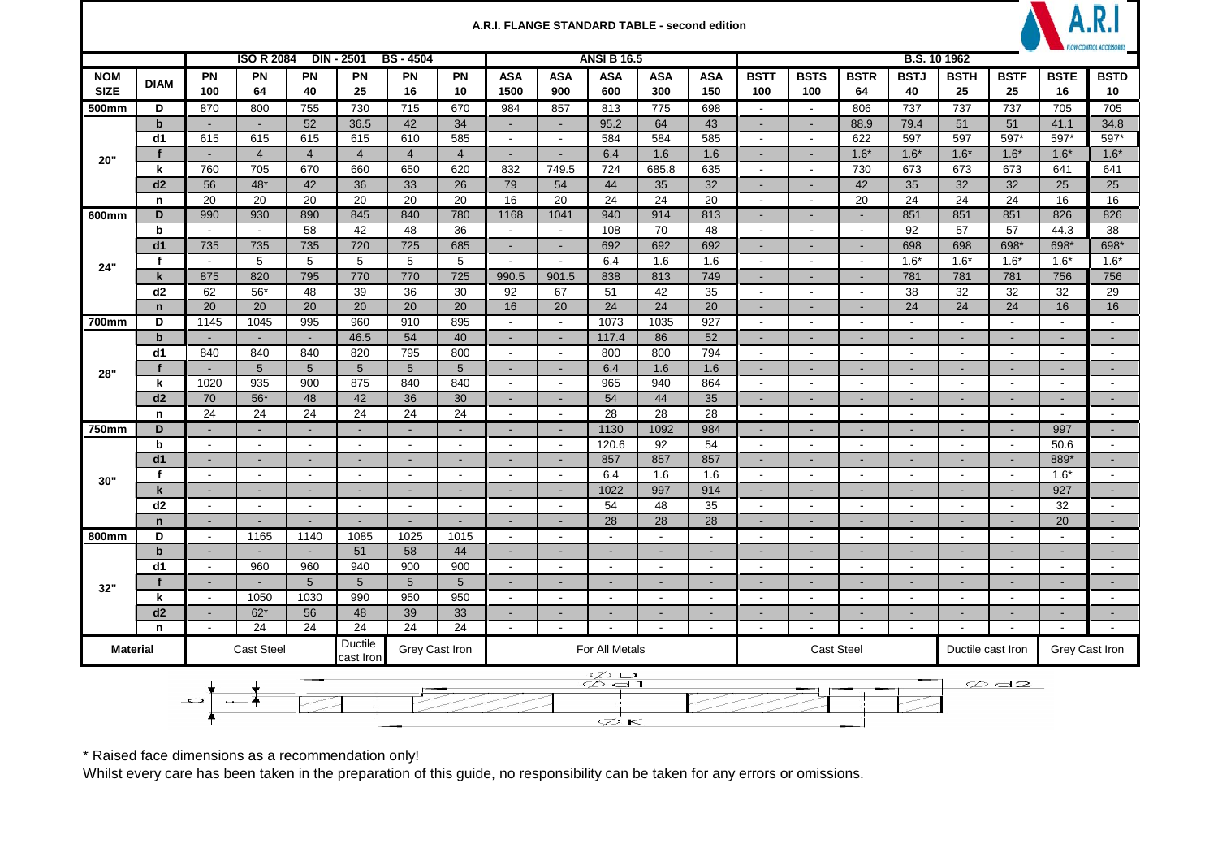# A.R.I. FLANGE STANDARD TABLE - second edition

| NOM SIZE | DIAM | PN 100 | PN 64 | PN 40 | PN 25 | PN 16 | PN 10 | ASA 1500 | ASA 900 | ASA 600 | ASA 300 | ASA 150 | BSTT 100 | BSTS 100 | BSTR 64 | BSTJ 40 | BSTH 25 | BSTF 25 | BSTE 16 | BSTD 10 |
|---|---|---|---|---|---|---|---|---|---|---|---|---|---|---|---|---|---|---|---|---|
| | | ISO R 2084 | DIN - 2501 | BS - 4504 | | | | ANSI B 16.5 | | | | | B.S. 10 1962 | | | | | | | |
| 500mm | D | 870 | 800 | 755 | 730 | 715 | 670 | 984 | 857 | 813 | 775 | 698 | - | - | 806 | 737 | 737 | 737 | 705 | 705 |
| | b | - | - | 52 | 36.5 | 42 | 34 | - | - | 95.2 | 64 | 43 | - | - | 88.9 | 79.4 | 51 | 51 | 41.1 | 34.8 |
| | d1 | 615 | 615 | 615 | 615 | 610 | 585 | - | - | 584 | 584 | 585 | - | - | 622 | 597 | 597 | 597* | 597* | 597* |
| 20" | f | - | 4 | 4 | 4 | 4 | 4 | - | - | 6.4 | 1.6 | 1.6 | - | - | 1.6* | 1.6* | 1.6* | 1.6* | 1.6* | 1.6* |
| | k | 760 | 705 | 670 | 660 | 650 | 620 | 832 | 749.5 | 724 | 685.8 | 635 | - | - | 730 | 673 | 673 | 673 | 641 | 641 |
| | d2 | 56 | 48* | 42 | 36 | 33 | 26 | 79 | 54 | 44 | 35 | 32 | - | - | 42 | 35 | 32 | 32 | 25 | 25 |
| | n | 20 | 20 | 20 | 20 | 20 | 20 | 16 | 20 | 24 | 24 | 20 | - | - | 20 | 24 | 24 | 24 | 16 | 16 |
| 600mm | D | 990 | 930 | 890 | 845 | 840 | 780 | 1168 | 1041 | 940 | 914 | 813 | - | - | - | 851 | 851 | 851 | 826 | 826 |
| | b | - | - | 58 | 42 | 48 | 36 | - | - | 108 | 70 | 48 | - | - | - | 92 | 57 | 57 | 44.3 | 38 |
| | d1 | 735 | 735 | 735 | 720 | 725 | 685 | - | - | 692 | 692 | 692 | - | - | - | 698 | 698 | 698* | 698* | 698* |
| 24" | f | - | 5 | 5 | 5 | 5 | 5 | - | - | 6.4 | 1.6 | 1.6 | - | - | - | 1.6* | 1.6* | 1.6* | 1.6* | 1.6* |
| | k | 875 | 820 | 795 | 770 | 770 | 725 | 990.5 | 901.5 | 838 | 813 | 749 | - | - | - | 781 | 781 | 781 | 756 | 756 |
| | d2 | 62 | 56* | 48 | 39 | 36 | 30 | 92 | 67 | 51 | 42 | 35 | - | - | - | 38 | 32 | 32 | 32 | 29 |
| | n | 20 | 20 | 20 | 20 | 20 | 20 | 16 | 20 | 24 | 24 | 20 | - | - | - | 24 | 24 | 24 | 16 | 16 |
| 700mm | D | 1145 | 1045 | 995 | 960 | 910 | 895 | - | - | 1073 | 1035 | 927 | - | - | - | - | - | - | - | - |
| | b | - | - | - | 46.5 | 54 | 40 | - | - | 117.4 | 86 | 52 | - | - | - | - | - | - | - | - |
| | d1 | 840 | 840 | 840 | 820 | 795 | 800 | - | - | 800 | 800 | 794 | - | - | - | - | - | - | - | - |
| 28" | f | - | 5 | 5 | 5 | 5 | 5 | - | - | 6.4 | 1.6 | 1.6 | - | - | - | - | - | - | - | - |
| | k | 1020 | 935 | 900 | 875 | 840 | 840 | - | - | 965 | 940 | 864 | - | - | - | - | - | - | - | - |
| | d2 | 70 | 56* | 48 | 42 | 36 | 30 | - | - | 54 | 44 | 35 | - | - | - | - | - | - | - | - |
| | n | 24 | 24 | 24 | 24 | 24 | 24 | - | - | 28 | 28 | 28 | - | - | - | - | - | - | - | - |
| 750mm | D | - | - | - | - | - | - | - | - | 1130 | 1092 | 984 | - | - | - | - | - | - | 997 | - |
| | b | - | - | - | - | - | - | - | - | 120.6 | 92 | 54 | - | - | - | - | - | - | 50.6 | - |
| | d1 | - | - | - | - | - | - | - | - | 857 | 857 | 857 | - | - | - | - | - | - | 889* | - |
| 30" | f | - | - | - | - | - | - | - | - | 6.4 | 1.6 | 1.6 | - | - | - | - | - | - | 1.6* | - |
| | k | - | - | - | - | - | - | - | - | 1022 | 997 | 914 | - | - | - | - | - | - | 927 | - |
| | d2 | - | - | - | - | - | - | - | - | 54 | 48 | 35 | - | - | - | - | - | - | 32 | - |
| | n | - | - | - | - | - | - | - | - | 28 | 28 | 28 | - | - | - | - | - | - | 20 | - |
| 800mm | D | - | 1165 | 1140 | 1085 | 1025 | 1015 | - | - | - | - | - | - | - | - | - | - | - | - | - |
| | b | - | - | - | 51 | 58 | 44 | - | - | - | - | - | - | - | - | - | - | - | - | - |
| | d1 | - | 960 | 960 | 940 | 900 | 900 | - | - | - | - | - | - | - | - | - | - | - | - | - |
| 32" | f | - | - | 5 | 5 | 5 | 5 | - | - | - | - | - | - | - | - | - | - | - | - | - |
| | k | - | 1050 | 1030 | 990 | 950 | 950 | - | - | - | - | - | - | - | - | - | - | - | - | - |
| | d2 | - | 62* | 56 | 48 | 39 | 33 | - | - | - | - | - | - | - | - | - | - | - | - | - |
| | n | - | 24 | 24 | 24 | 24 | 24 | - | - | - | - | - | - | - | - | - | - | - | - | - |
| Material | | Cast Steel | | | Ductile cast Iron | Grey Cast Iron | | For All Metals | | | | | Cast Steel | | | | Ductile cast Iron | | Grey Cast Iron | |

\* Raised face dimensions as a recommendation only!

Whilst every care has been taken in the preparation of this guide, no responsibility can be taken for any errors or omissions.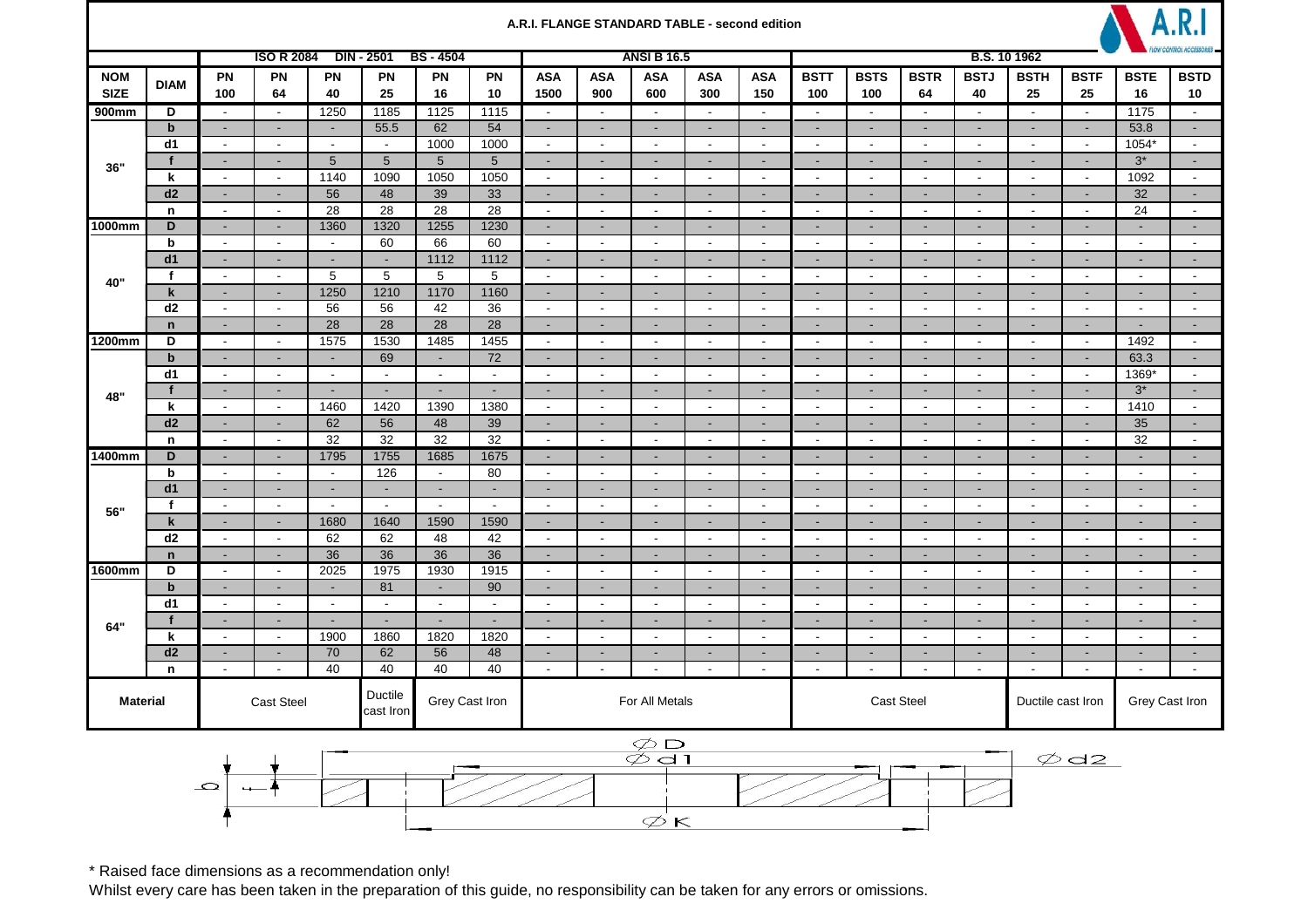# A.R.I. FLANGE STANDARD TABLE - second edition

| | | ISO R 2084 | DIN - 2501 | BS - 4504 | | | | ANSI B 16.5 | | | | | B.S. 10 1962 | | | | | | | |
|---|---|---|---|---|---|---|---|---|---|---|---|---|---|---|---|---|---|---|---|---|
| **NOM SIZE** | **DIAM** | **PN 100** | **PN 64** | **PN 40** | **PN 25** | **PN 16** | **PN 10** | **ASA 1500** | **ASA 900** | **ASA 600** | **ASA 300** | **ASA 150** | **BSTT 100** | **BSTS 100** | **BSTR 64** | **BSTJ 40** | **BSTH 25** | **BSTF 25** | **BSTE 16** | **BSTD 10** |
| **900mm** | **D** | - | - | 1250 | 1185 | 1125 | 1115 | - | - | - | - | - | - | - | - | - | - | - | 1175 | - |
| | **b** | - | - | - | 55.5 | 62 | 54 | - | - | - | - | - | - | - | - | - | - | - | 53.8 | - |
| | **d1** | - | - | - | - | 1000 | 1000 | - | - | - | - | - | - | - | - | - | - | - | 1054* | - |
| **36"** | **f** | - | - | 5 | 5 | 5 | 5 | - | - | - | - | - | - | - | - | - | - | - | 3* | - |
| | **k** | - | - | 1140 | 1090 | 1050 | 1050 | - | - | - | - | - | - | - | - | - | - | - | 1092 | - |
| | **d2** | - | - | 56 | 48 | 39 | 33 | - | - | - | - | - | - | - | - | - | - | - | 32 | - |
| | **n** | - | - | 28 | 28 | 28 | 28 | - | - | - | - | - | - | - | - | - | - | - | 24 | - |
| **1000mm** | **D** | - | - | 1360 | 1320 | 1255 | 1230 | - | - | - | - | - | - | - | - | - | - | - | - | - |
| | **b** | - | - | - | 60 | 66 | 60 | - | - | - | - | - | - | - | - | - | - | - | - | - |
| | **d1** | - | - | - | - | 1112 | 1112 | - | - | - | - | - | - | - | - | - | - | - | - | - |
| **40"** | **f** | - | - | 5 | 5 | 5 | 5 | - | - | - | - | - | - | - | - | - | - | - | - | - |
| | **k** | - | - | 1250 | 1210 | 1170 | 1160 | - | - | - | - | - | - | - | - | - | - | - | - | - |
| | **d2** | - | - | 56 | 56 | 42 | 36 | - | - | - | - | - | - | - | - | - | - | - | - | - |
| | **n** | - | - | 28 | 28 | 28 | 28 | - | - | - | - | - | - | - | - | - | - | - | - | - |
| **1200mm** | **D** | - | - | 1575 | 1530 | 1485 | 1455 | - | - | - | - | - | - | - | - | - | - | - | 1492 | - |
| | **b** | - | - | - | 69 | - | 72 | - | - | - | - | - | - | - | - | - | - | - | 63.3 | - |
| | **d1** | - | - | - | - | - | - | - | - | - | - | - | - | - | - | - | - | - | 1369* | - |
| **48"** | **f** | - | - | - | - | - | - | - | - | - | - | - | - | - | - | - | - | - | 3* | - |
| | **k** | - | - | 1460 | 1420 | 1390 | 1380 | - | - | - | - | - | - | - | - | - | - | - | 1410 | - |
| | **d2** | - | - | 62 | 56 | 48 | 39 | - | - | - | - | - | - | - | - | - | - | - | 35 | - |
| | **n** | - | - | 32 | 32 | 32 | 32 | - | - | - | - | - | - | - | - | - | - | - | 32 | - |
| **1400mm** | **D** | - | - | 1795 | 1755 | 1685 | 1675 | - | - | - | - | - | - | - | - | - | - | - | - | - |
| | **b** | - | - | - | 126 | - | 80 | - | - | - | - | - | - | - | - | - | - | - | - | - |
| | **d1** | - | - | - | - | - | - | - | - | - | - | - | - | - | - | - | - | - | - | - |
| **56"** | **f** | - | - | - | - | - | - | - | - | - | - | - | - | - | - | - | - | - | - | - |
| | **k** | - | - | 1680 | 1640 | 1590 | 1590 | - | - | - | - | - | - | - | - | - | - | - | - | - |
| | **d2** | - | - | 62 | 62 | 48 | 42 | - | - | - | - | - | - | - | - | - | - | - | - | - |
| | **n** | - | - | 36 | 36 | 36 | 36 | - | - | - | - | - | - | - | - | - | - | - | - | - |
| **1600mm** | **D** | - | - | 2025 | 1975 | 1930 | 1915 | - | - | - | - | - | - | - | - | - | - | - | - | - |
| | **b** | - | - | - | 81 | - | 90 | - | - | - | - | - | - | - | - | - | - | - | - | - |
| | **d1** | - | - | - | - | - | - | - | - | - | - | - | - | - | - | - | - | - | - | - |
| **64"** | **f** | - | - | - | - | - | - | - | - | - | - | - | - | - | - | - | - | - | - | - |
| | **k** | - | - | 1900 | 1860 | 1820 | 1820 | - | - | - | - | - | - | - | - | - | - | - | - | - |
| | **d2** | - | - | 70 | 62 | 56 | 48 | - | - | - | - | - | - | - | - | - | - | - | - | - |
| | **n** | - | - | 40 | 40 | 40 | 40 | - | - | - | - | - | - | - | - | - | - | - | - | - |
| **Material** | | Cast Steel | | | Ductile cast Iron | Grey Cast Iron | | For All Metals | | | | | Cast Steel | | | | Ductile cast Iron | | Grey Cast Iron | |

Ø D
Ø d1
Ø d2
b
f
Ø K

\* Raised face dimensions as a recommendation only!

Whilst every care has been taken in the preparation of this guide, no responsibility can be taken for any errors or omissions.